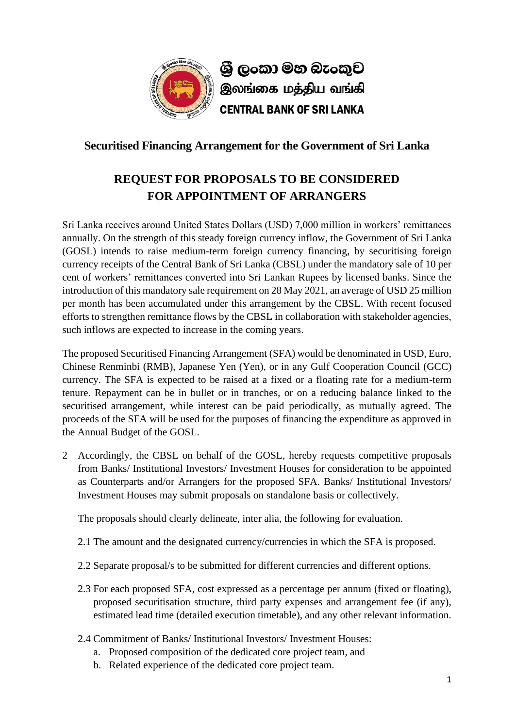ශ්‍රී ලංකා මහ බැංකුව
இலங்கை மத்திய வங்கி
CENTRAL BANK OF SRI LANKA

## Securitised Financing Arrangement for the Government of Sri Lanka

# REQUEST FOR PROPOSALS TO BE CONSIDERED FOR APPOINTMENT OF ARRANGERS

Sri Lanka receives around United States Dollars (USD) 7,000 million in workers' remittances annually. On the strength of this steady foreign currency inflow, the Government of Sri Lanka (GOSL) intends to raise medium-term foreign currency financing, by securitising foreign currency receipts of the Central Bank of Sri Lanka (CBSL) under the mandatory sale of 10 per cent of workers' remittances converted into Sri Lankan Rupees by licensed banks. Since the introduction of this mandatory sale requirement on 28 May 2021, an average of USD 25 million per month has been accumulated under this arrangement by the CBSL. With recent focused efforts to strengthen remittance flows by the CBSL in collaboration with stakeholder agencies, such inflows are expected to increase in the coming years.

The proposed Securitised Financing Arrangement (SFA) would be denominated in USD, Euro, Chinese Renminbi (RMB), Japanese Yen (Yen), or in any Gulf Cooperation Council (GCC) currency. The SFA is expected to be raised at a fixed or a floating rate for a medium-term tenure. Repayment can be in bullet or in tranches, or on a reducing balance linked to the securitised arrangement, while interest can be paid periodically, as mutually agreed. The proceeds of the SFA will be used for the purposes of financing the expenditure as approved in the Annual Budget of the GOSL.

2 Accordingly, the CBSL on behalf of the GOSL, hereby requests competitive proposals from Banks/ Institutional Investors/ Investment Houses for consideration to be appointed as Counterparts and/or Arrangers for the proposed SFA. Banks/ Institutional Investors/ Investment Houses may submit proposals on standalone basis or collectively.

The proposals should clearly delineate, inter alia, the following for evaluation.

2.1 The amount and the designated currency/currencies in which the SFA is proposed.

2.2 Separate proposal/s to be submitted for different currencies and different options.

2.3 For each proposed SFA, cost expressed as a percentage per annum (fixed or floating), proposed securitisation structure, third party expenses and arrangement fee (if any), estimated lead time (detailed execution timetable), and any other relevant information.

2.4 Commitment of Banks/ Institutional Investors/ Investment Houses:

a. Proposed composition of the dedicated core project team, and
b. Related experience of the dedicated core project team.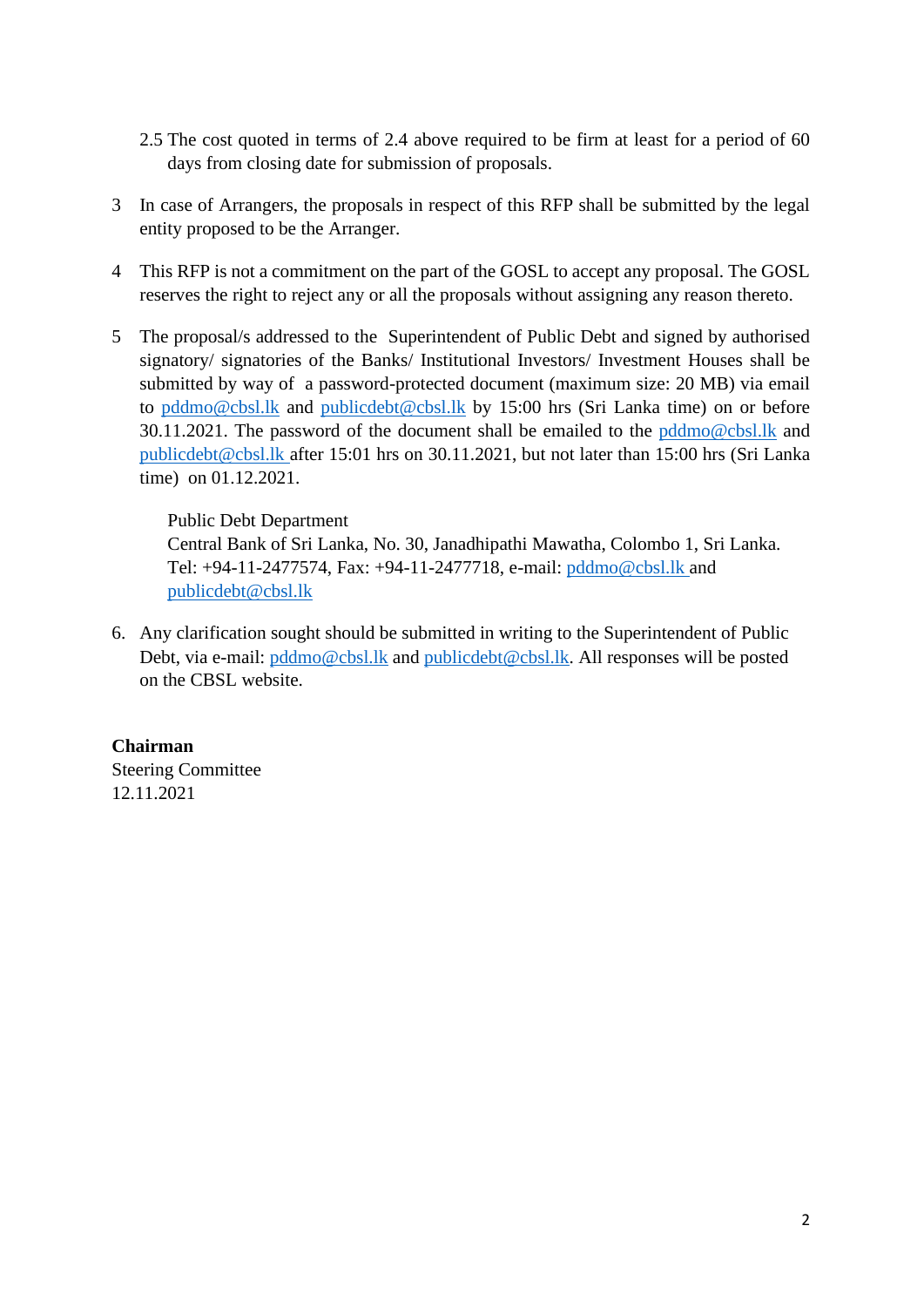2.5 The cost quoted in terms of 2.4 above required to be firm at least for a period of 60 days from closing date for submission of proposals.

3 In case of Arrangers, the proposals in respect of this RFP shall be submitted by the legal entity proposed to be the Arranger.

4 This RFP is not a commitment on the part of the GOSL to accept any proposal. The GOSL reserves the right to reject any or all the proposals without assigning any reason thereto.

5 The proposal/s addressed to the Superintendent of Public Debt and signed by authorised signatory/ signatories of the Banks/ Institutional Investors/ Investment Houses shall be submitted by way of a password-protected document (maximum size: 20 MB) via email to pddmo@cbsl.lk and publicdebt@cbsl.lk by 15:00 hrs (Sri Lanka time) on or before 30.11.2021. The password of the document shall be emailed to the pddmo@cbsl.lk and publicdebt@cbsl.lk after 15:01 hrs on 30.11.2021, but not later than 15:00 hrs (Sri Lanka time) on 01.12.2021.

   Public Debt Department
   Central Bank of Sri Lanka, No. 30, Janadhipathi Mawatha, Colombo 1, Sri Lanka.
   Tel: +94-11-2477574, Fax: +94-11-2477718, e-mail: pddmo@cbsl.lk and publicdebt@cbsl.lk

6. Any clarification sought should be submitted in writing to the Superintendent of Public Debt, via e-mail: pddmo@cbsl.lk and publicdebt@cbsl.lk. All responses will be posted on the CBSL website.

**Chairman**
Steering Committee
12.11.2021